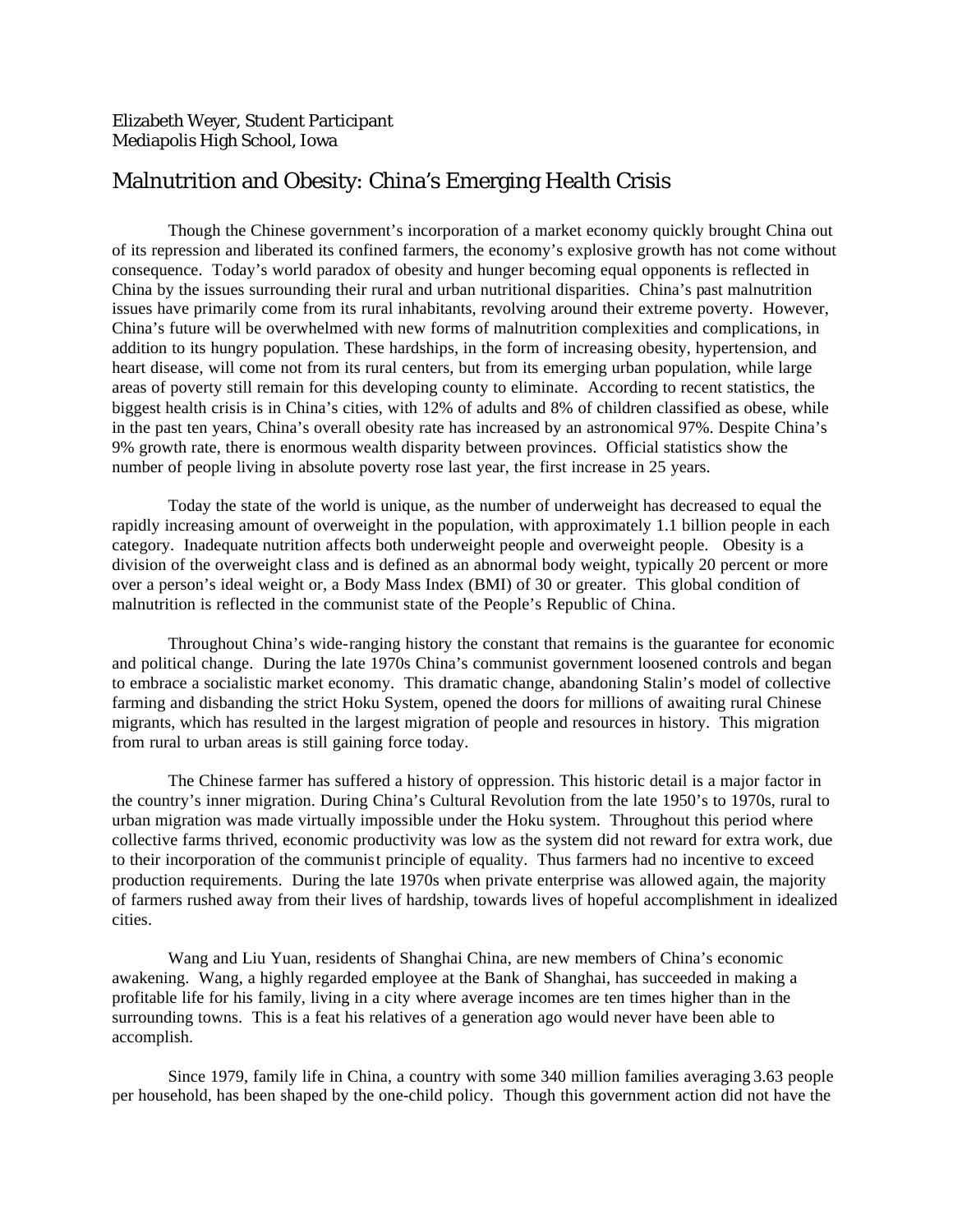Elizabeth Weyer, Student Participant
Mediapolis High School, Iowa

# Malnutrition and Obesity: China's Emerging Health Crisis

Though the Chinese government's incorporation of a market economy quickly brought China out of its repression and liberated its confined farmers, the economy's explosive growth has not come without consequence. Today's world paradox of obesity and hunger becoming equal opponents is reflected in China by the issues surrounding their rural and urban nutritional disparities. China's past malnutrition issues have primarily come from its rural inhabitants, revolving around their extreme poverty. However, China's future will be overwhelmed with new forms of malnutrition complexities and complications, in addition to its hungry population. These hardships, in the form of increasing obesity, hypertension, and heart disease, will come not from its rural centers, but from its emerging urban population, while large areas of poverty still remain for this developing county to eliminate. According to recent statistics, the biggest health crisis is in China's cities, with 12% of adults and 8% of children classified as obese, while in the past ten years, China's overall obesity rate has increased by an astronomical 97%. Despite China's 9% growth rate, there is enormous wealth disparity between provinces. Official statistics show the number of people living in absolute poverty rose last year, the first increase in 25 years.

Today the state of the world is unique, as the number of underweight has decreased to equal the rapidly increasing amount of overweight in the population, with approximately 1.1 billion people in each category. Inadequate nutrition affects both underweight people and overweight people. Obesity is a division of the overweight class and is defined as an abnormal body weight, typically 20 percent or more over a person's ideal weight or, a Body Mass Index (BMI) of 30 or greater. This global condition of malnutrition is reflected in the communist state of the People's Republic of China.

Throughout China's wide-ranging history the constant that remains is the guarantee for economic and political change. During the late 1970s China's communist government loosened controls and began to embrace a socialistic market economy. This dramatic change, abandoning Stalin's model of collective farming and disbanding the strict Hoku System, opened the doors for millions of awaiting rural Chinese migrants, which has resulted in the largest migration of people and resources in history. This migration from rural to urban areas is still gaining force today.

The Chinese farmer has suffered a history of oppression. This historic detail is a major factor in the country's inner migration. During China's Cultural Revolution from the late 1950's to 1970s, rural to urban migration was made virtually impossible under the Hoku system. Throughout this period where collective farms thrived, economic productivity was low as the system did not reward for extra work, due to their incorporation of the communist principle of equality. Thus farmers had no incentive to exceed production requirements. During the late 1970s when private enterprise was allowed again, the majority of farmers rushed away from their lives of hardship, towards lives of hopeful accomplishment in idealized cities.

Wang and Liu Yuan, residents of Shanghai China, are new members of China's economic awakening. Wang, a highly regarded employee at the Bank of Shanghai, has succeeded in making a profitable life for his family, living in a city where average incomes are ten times higher than in the surrounding towns. This is a feat his relatives of a generation ago would never have been able to accomplish.

Since 1979, family life in China, a country with some 340 million families averaging 3.63 people per household, has been shaped by the one-child policy. Though this government action did not have the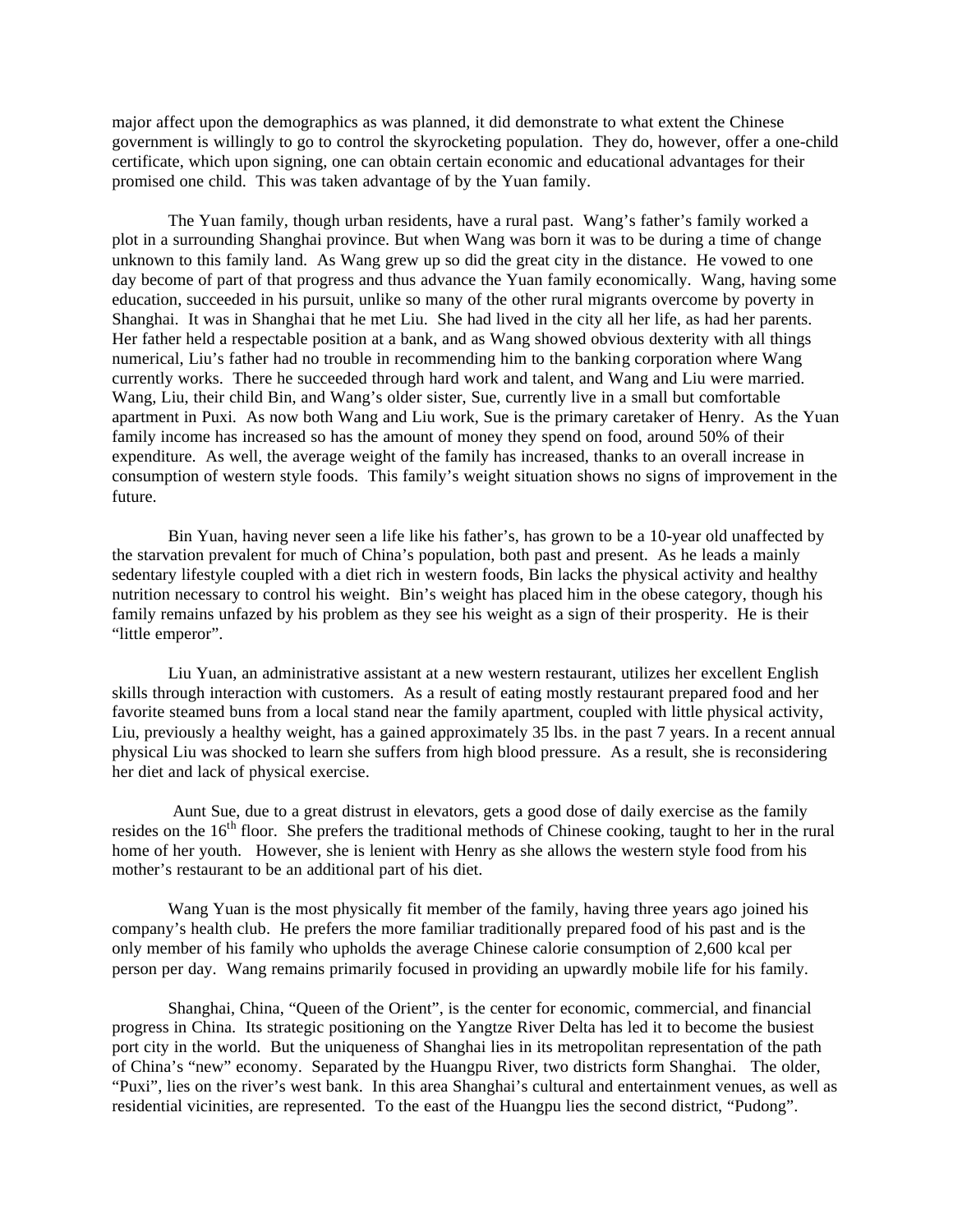major affect upon the demographics as was planned, it did demonstrate to what extent the Chinese government is willingly to go to control the skyrocketing population. They do, however, offer a one-child certificate, which upon signing, one can obtain certain economic and educational advantages for their promised one child. This was taken advantage of by the Yuan family.

The Yuan family, though urban residents, have a rural past. Wang's father's family worked a plot in a surrounding Shanghai province. But when Wang was born it was to be during a time of change unknown to this family land. As Wang grew up so did the great city in the distance. He vowed to one day become of part of that progress and thus advance the Yuan family economically. Wang, having some education, succeeded in his pursuit, unlike so many of the other rural migrants overcome by poverty in Shanghai. It was in Shanghai that he met Liu. She had lived in the city all her life, as had her parents. Her father held a respectable position at a bank, and as Wang showed obvious dexterity with all things numerical, Liu's father had no trouble in recommending him to the banking corporation where Wang currently works. There he succeeded through hard work and talent, and Wang and Liu were married. Wang, Liu, their child Bin, and Wang's older sister, Sue, currently live in a small but comfortable apartment in Puxi. As now both Wang and Liu work, Sue is the primary caretaker of Henry. As the Yuan family income has increased so has the amount of money they spend on food, around 50% of their expenditure. As well, the average weight of the family has increased, thanks to an overall increase in consumption of western style foods. This family's weight situation shows no signs of improvement in the future.

Bin Yuan, having never seen a life like his father's, has grown to be a 10-year old unaffected by the starvation prevalent for much of China's population, both past and present. As he leads a mainly sedentary lifestyle coupled with a diet rich in western foods, Bin lacks the physical activity and healthy nutrition necessary to control his weight. Bin's weight has placed him in the obese category, though his family remains unfazed by his problem as they see his weight as a sign of their prosperity. He is their "little emperor".

Liu Yuan, an administrative assistant at a new western restaurant, utilizes her excellent English skills through interaction with customers. As a result of eating mostly restaurant prepared food and her favorite steamed buns from a local stand near the family apartment, coupled with little physical activity, Liu, previously a healthy weight, has a gained approximately 35 lbs. in the past 7 years. In a recent annual physical Liu was shocked to learn she suffers from high blood pressure. As a result, she is reconsidering her diet and lack of physical exercise.

Aunt Sue, due to a great distrust in elevators, gets a good dose of daily exercise as the family resides on the 16th floor. She prefers the traditional methods of Chinese cooking, taught to her in the rural home of her youth. However, she is lenient with Henry as she allows the western style food from his mother's restaurant to be an additional part of his diet.

Wang Yuan is the most physically fit member of the family, having three years ago joined his company's health club. He prefers the more familiar traditionally prepared food of his past and is the only member of his family who upholds the average Chinese calorie consumption of 2,600 kcal per person per day. Wang remains primarily focused in providing an upwardly mobile life for his family.

Shanghai, China, "Queen of the Orient", is the center for economic, commercial, and financial progress in China. Its strategic positioning on the Yangtze River Delta has led it to become the busiest port city in the world. But the uniqueness of Shanghai lies in its metropolitan representation of the path of China's "new" economy. Separated by the Huangpu River, two districts form Shanghai. The older, "Puxi", lies on the river's west bank. In this area Shanghai's cultural and entertainment venues, as well as residential vicinities, are represented. To the east of the Huangpu lies the second district, "Pudong".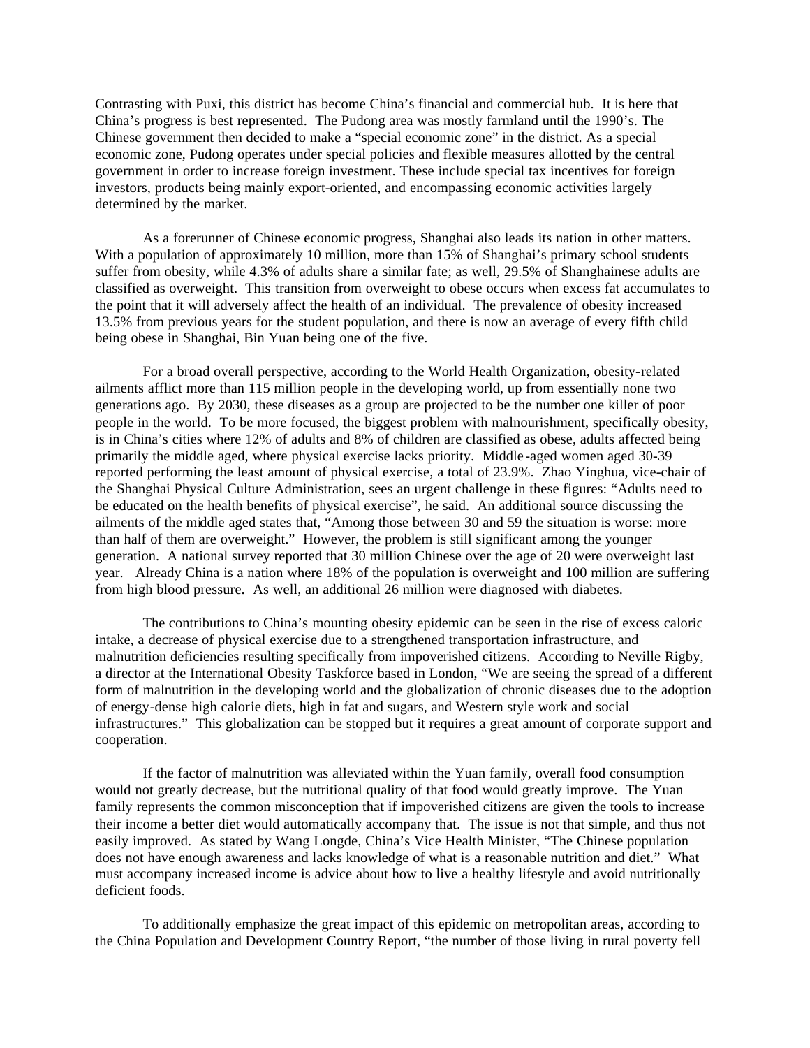Contrasting with Puxi, this district has become China's financial and commercial hub. It is here that China's progress is best represented. The Pudong area was mostly farmland until the 1990's. The Chinese government then decided to make a "special economic zone" in the district. As a special economic zone, Pudong operates under special policies and flexible measures allotted by the central government in order to increase foreign investment. These include special tax incentives for foreign investors, products being mainly export-oriented, and encompassing economic activities largely determined by the market.

As a forerunner of Chinese economic progress, Shanghai also leads its nation in other matters. With a population of approximately 10 million, more than 15% of Shanghai's primary school students suffer from obesity, while 4.3% of adults share a similar fate; as well, 29.5% of Shanghainese adults are classified as overweight. This transition from overweight to obese occurs when excess fat accumulates to the point that it will adversely affect the health of an individual. The prevalence of obesity increased 13.5% from previous years for the student population, and there is now an average of every fifth child being obese in Shanghai, Bin Yuan being one of the five.

For a broad overall perspective, according to the World Health Organization, obesity-related ailments afflict more than 115 million people in the developing world, up from essentially none two generations ago. By 2030, these diseases as a group are projected to be the number one killer of poor people in the world. To be more focused, the biggest problem with malnourishment, specifically obesity, is in China's cities where 12% of adults and 8% of children are classified as obese, adults affected being primarily the middle aged, where physical exercise lacks priority. Middle-aged women aged 30-39 reported performing the least amount of physical exercise, a total of 23.9%. Zhao Yinghua, vice-chair of the Shanghai Physical Culture Administration, sees an urgent challenge in these figures: "Adults need to be educated on the health benefits of physical exercise", he said. An additional source discussing the ailments of the middle aged states that, "Among those between 30 and 59 the situation is worse: more than half of them are overweight." However, the problem is still significant among the younger generation. A national survey reported that 30 million Chinese over the age of 20 were overweight last year. Already China is a nation where 18% of the population is overweight and 100 million are suffering from high blood pressure. As well, an additional 26 million were diagnosed with diabetes.

The contributions to China's mounting obesity epidemic can be seen in the rise of excess caloric intake, a decrease of physical exercise due to a strengthened transportation infrastructure, and malnutrition deficiencies resulting specifically from impoverished citizens. According to Neville Rigby, a director at the International Obesity Taskforce based in London, "We are seeing the spread of a different form of malnutrition in the developing world and the globalization of chronic diseases due to the adoption of energy-dense high calorie diets, high in fat and sugars, and Western style work and social infrastructures." This globalization can be stopped but it requires a great amount of corporate support and cooperation.

If the factor of malnutrition was alleviated within the Yuan family, overall food consumption would not greatly decrease, but the nutritional quality of that food would greatly improve. The Yuan family represents the common misconception that if impoverished citizens are given the tools to increase their income a better diet would automatically accompany that. The issue is not that simple, and thus not easily improved. As stated by Wang Longde, China's Vice Health Minister, "The Chinese population does not have enough awareness and lacks knowledge of what is a reasonable nutrition and diet." What must accompany increased income is advice about how to live a healthy lifestyle and avoid nutritionally deficient foods.

To additionally emphasize the great impact of this epidemic on metropolitan areas, according to the China Population and Development Country Report, "the number of those living in rural poverty fell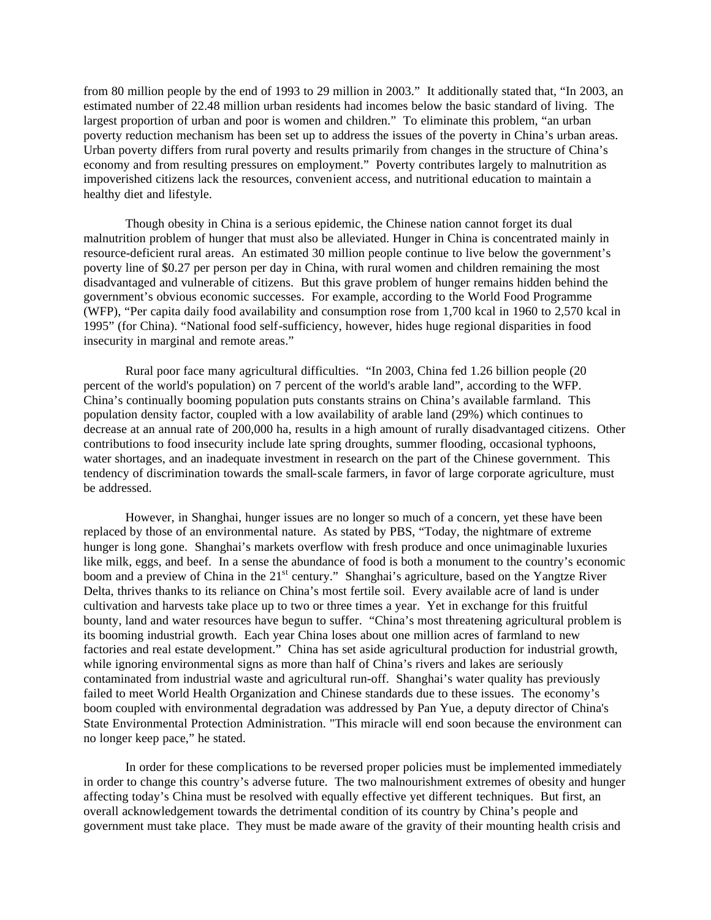from 80 million people by the end of 1993 to 29 million in 2003." It additionally stated that, "In 2003, an estimated number of 22.48 million urban residents had incomes below the basic standard of living. The largest proportion of urban and poor is women and children." To eliminate this problem, "an urban poverty reduction mechanism has been set up to address the issues of the poverty in China's urban areas. Urban poverty differs from rural poverty and results primarily from changes in the structure of China's economy and from resulting pressures on employment." Poverty contributes largely to malnutrition as impoverished citizens lack the resources, convenient access, and nutritional education to maintain a healthy diet and lifestyle.

Though obesity in China is a serious epidemic, the Chinese nation cannot forget its dual malnutrition problem of hunger that must also be alleviated. Hunger in China is concentrated mainly in resource-deficient rural areas. An estimated 30 million people continue to live below the government's poverty line of $0.27 per person per day in China, with rural women and children remaining the most disadvantaged and vulnerable of citizens. But this grave problem of hunger remains hidden behind the government's obvious economic successes. For example, according to the World Food Programme (WFP), "Per capita daily food availability and consumption rose from 1,700 kcal in 1960 to 2,570 kcal in 1995" (for China). "National food self-sufficiency, however, hides huge regional disparities in food insecurity in marginal and remote areas."

Rural poor face many agricultural difficulties. "In 2003, China fed 1.26 billion people (20 percent of the world's population) on 7 percent of the world's arable land", according to the WFP. China's continually booming population puts constants strains on China's available farmland. This population density factor, coupled with a low availability of arable land (29%) which continues to decrease at an annual rate of 200,000 ha, results in a high amount of rurally disadvantaged citizens. Other contributions to food insecurity include late spring droughts, summer flooding, occasional typhoons, water shortages, and an inadequate investment in research on the part of the Chinese government. This tendency of discrimination towards the small-scale farmers, in favor of large corporate agriculture, must be addressed.

However, in Shanghai, hunger issues are no longer so much of a concern, yet these have been replaced by those of an environmental nature. As stated by PBS, "Today, the nightmare of extreme hunger is long gone. Shanghai's markets overflow with fresh produce and once unimaginable luxuries like milk, eggs, and beef. In a sense the abundance of food is both a monument to the country's economic boom and a preview of China in the 21st century." Shanghai's agriculture, based on the Yangtze River Delta, thrives thanks to its reliance on China's most fertile soil. Every available acre of land is under cultivation and harvests take place up to two or three times a year. Yet in exchange for this fruitful bounty, land and water resources have begun to suffer. "China's most threatening agricultural problem is its booming industrial growth. Each year China loses about one million acres of farmland to new factories and real estate development." China has set aside agricultural production for industrial growth, while ignoring environmental signs as more than half of China's rivers and lakes are seriously contaminated from industrial waste and agricultural run-off. Shanghai's water quality has previously failed to meet World Health Organization and Chinese standards due to these issues. The economy's boom coupled with environmental degradation was addressed by Pan Yue, a deputy director of China's State Environmental Protection Administration. "This miracle will end soon because the environment can no longer keep pace," he stated.

In order for these complications to be reversed proper policies must be implemented immediately in order to change this country's adverse future. The two malnourishment extremes of obesity and hunger affecting today's China must be resolved with equally effective yet different techniques. But first, an overall acknowledgement towards the detrimental condition of its country by China's people and government must take place. They must be made aware of the gravity of their mounting health crisis and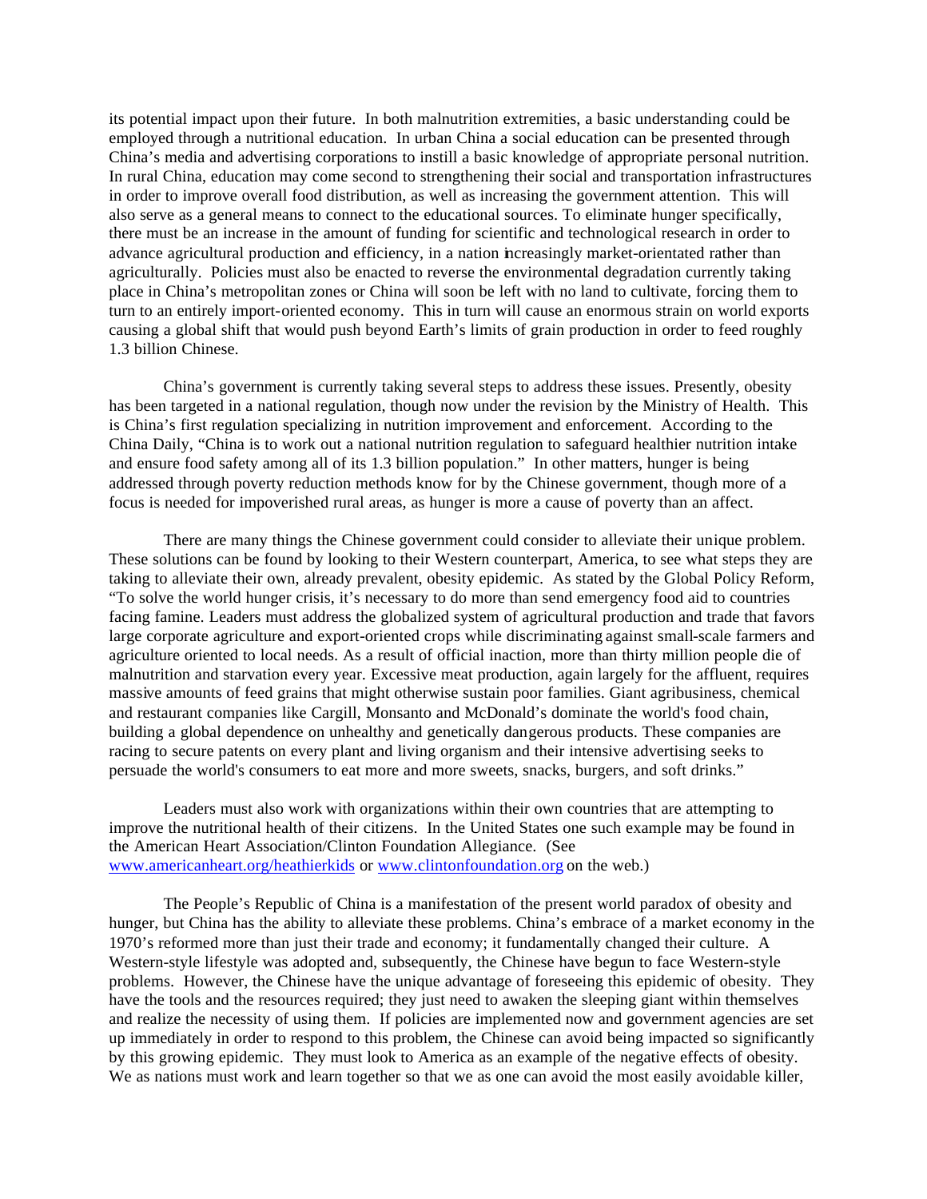its potential impact upon their future. In both malnutrition extremities, a basic understanding could be employed through a nutritional education. In urban China a social education can be presented through China's media and advertising corporations to instill a basic knowledge of appropriate personal nutrition. In rural China, education may come second to strengthening their social and transportation infrastructures in order to improve overall food distribution, as well as increasing the government attention. This will also serve as a general means to connect to the educational sources. To eliminate hunger specifically, there must be an increase in the amount of funding for scientific and technological research in order to advance agricultural production and efficiency, in a nation increasingly market-orientated rather than agriculturally. Policies must also be enacted to reverse the environmental degradation currently taking place in China's metropolitan zones or China will soon be left with no land to cultivate, forcing them to turn to an entirely import-oriented economy. This in turn will cause an enormous strain on world exports causing a global shift that would push beyond Earth's limits of grain production in order to feed roughly 1.3 billion Chinese.

China's government is currently taking several steps to address these issues. Presently, obesity has been targeted in a national regulation, though now under the revision by the Ministry of Health. This is China's first regulation specializing in nutrition improvement and enforcement. According to the China Daily, "China is to work out a national nutrition regulation to safeguard healthier nutrition intake and ensure food safety among all of its 1.3 billion population." In other matters, hunger is being addressed through poverty reduction methods know for by the Chinese government, though more of a focus is needed for impoverished rural areas, as hunger is more a cause of poverty than an affect.

There are many things the Chinese government could consider to alleviate their unique problem. These solutions can be found by looking to their Western counterpart, America, to see what steps they are taking to alleviate their own, already prevalent, obesity epidemic. As stated by the Global Policy Reform, "To solve the world hunger crisis, it's necessary to do more than send emergency food aid to countries facing famine. Leaders must address the globalized system of agricultural production and trade that favors large corporate agriculture and export-oriented crops while discriminating against small-scale farmers and agriculture oriented to local needs. As a result of official inaction, more than thirty million people die of malnutrition and starvation every year. Excessive meat production, again largely for the affluent, requires massive amounts of feed grains that might otherwise sustain poor families. Giant agribusiness, chemical and restaurant companies like Cargill, Monsanto and McDonald's dominate the world's food chain, building a global dependence on unhealthy and genetically dangerous products. These companies are racing to secure patents on every plant and living organism and their intensive advertising seeks to persuade the world's consumers to eat more and more sweets, snacks, burgers, and soft drinks."

Leaders must also work with organizations within their own countries that are attempting to improve the nutritional health of their citizens. In the United States one such example may be found in the American Heart Association/Clinton Foundation Allegiance. (See [www.americanheart.org/heathierkids](www.americanheart.org/heathierkids) or [www.clintonfoundation.org](www.clintonfoundation.org) on the web.)

The People's Republic of China is a manifestation of the present world paradox of obesity and hunger, but China has the ability to alleviate these problems. China's embrace of a market economy in the 1970's reformed more than just their trade and economy; it fundamentally changed their culture. A Western-style lifestyle was adopted and, subsequently, the Chinese have begun to face Western-style problems. However, the Chinese have the unique advantage of foreseeing this epidemic of obesity. They have the tools and the resources required; they just need to awaken the sleeping giant within themselves and realize the necessity of using them. If policies are implemented now and government agencies are set up immediately in order to respond to this problem, the Chinese can avoid being impacted so significantly by this growing epidemic. They must look to America as an example of the negative effects of obesity. We as nations must work and learn together so that we as one can avoid the most easily avoidable killer,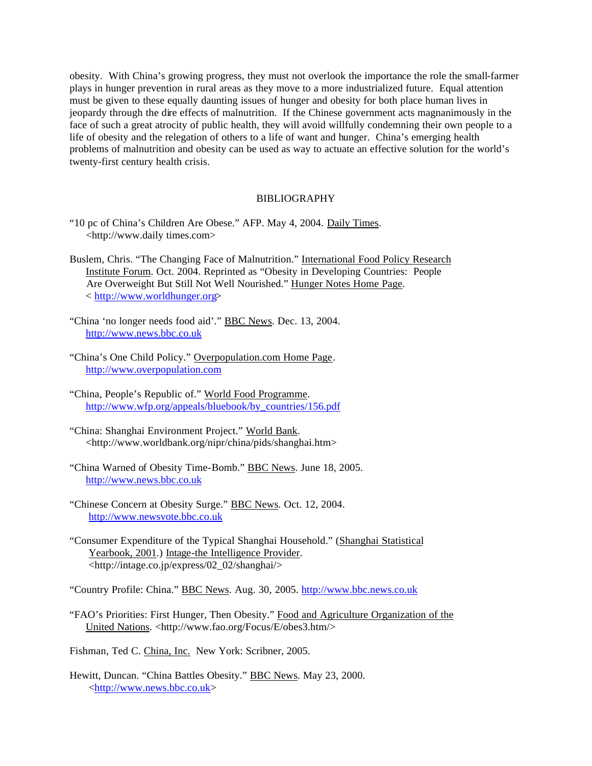obesity. With China's growing progress, they must not overlook the importance the role the small-farmer plays in hunger prevention in rural areas as they move to a more industrialized future. Equal attention must be given to these equally daunting issues of hunger and obesity for both place human lives in jeopardy through the dire effects of malnutrition. If the Chinese government acts magnanimously in the face of such a great atrocity of public health, they will avoid willfully condemning their own people to a life of obesity and the relegation of others to a life of want and hunger. China's emerging health problems of malnutrition and obesity can be used as way to actuate an effective solution for the world's twenty-first century health crisis.

## BIBLIOGRAPHY

"10 pc of China's Children Are Obese." AFP. May 4, 2004. Daily Times. <http://www.daily times.com>

Buslem, Chris. "The Changing Face of Malnutrition." International Food Policy Research Institute Forum. Oct. 2004. Reprinted as "Obesity in Developing Countries: People Are Overweight But Still Not Well Nourished." Hunger Notes Home Page. < http://www.worldhunger.org>

"China 'no longer needs food aid'." BBC News. Dec. 13, 2004. http://www.news.bbc.co.uk

"China's One Child Policy." Overpopulation.com Home Page. http://www.overpopulation.com

"China, People's Republic of." World Food Programme. http://www.wfp.org/appeals/bluebook/by_countries/156.pdf

"China: Shanghai Environment Project." World Bank. <http://www.worldbank.org/nipr/china/pids/shanghai.htm>

"China Warned of Obesity Time-Bomb." BBC News. June 18, 2005. http://www.news.bbc.co.uk

"Chinese Concern at Obesity Surge." BBC News. Oct. 12, 2004. http://www.newsvote.bbc.co.uk

"Consumer Expenditure of the Typical Shanghai Household." (Shanghai Statistical Yearbook, 2001.) Intage-the Intelligence Provider. <http://intage.co.jp/express/02_02/shanghai/>

"Country Profile: China." BBC News. Aug. 30, 2005. http://www.bbc.news.co.uk

"FAO's Priorities: First Hunger, Then Obesity." Food and Agriculture Organization of the United Nations. <http://www.fao.org/Focus/E/obes3.htm/>

Fishman, Ted C. China, Inc. New York: Scribner, 2005.

Hewitt, Duncan. "China Battles Obesity." BBC News. May 23, 2000. <http://www.news.bbc.co.uk>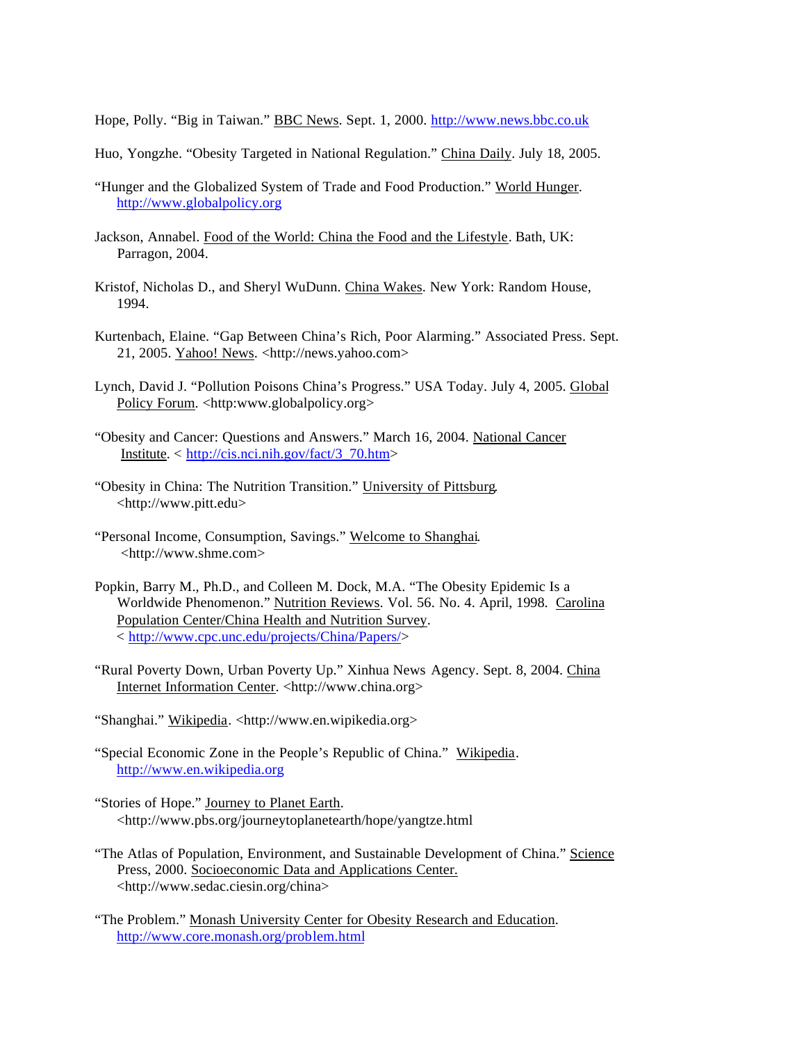Hope, Polly. "Big in Taiwan." BBC News. Sept. 1, 2000. http://www.news.bbc.co.uk

Huo, Yongzhe. "Obesity Targeted in National Regulation." China Daily. July 18, 2005.

"Hunger and the Globalized System of Trade and Food Production." World Hunger. http://www.globalpolicy.org

Jackson, Annabel. Food of the World: China the Food and the Lifestyle. Bath, UK: Parragon, 2004.

Kristof, Nicholas D., and Sheryl WuDunn. China Wakes. New York: Random House, 1994.

Kurtenbach, Elaine. "Gap Between China's Rich, Poor Alarming." Associated Press. Sept. 21, 2005. Yahoo! News. <http://news.yahoo.com>

Lynch, David J. "Pollution Poisons China's Progress." USA Today. July 4, 2005. Global Policy Forum. <http:www.globalpolicy.org>

"Obesity and Cancer: Questions and Answers." March 16, 2004. National Cancer Institute. < http://cis.nci.nih.gov/fact/3_70.htm>

"Obesity in China: The Nutrition Transition." University of Pittsburg. <http://www.pitt.edu>

"Personal Income, Consumption, Savings." Welcome to Shanghai. <http://www.shme.com>

Popkin, Barry M., Ph.D., and Colleen M. Dock, M.A. "The Obesity Epidemic Is a Worldwide Phenomenon." Nutrition Reviews. Vol. 56. No. 4. April, 1998. Carolina Population Center/China Health and Nutrition Survey. < http://www.cpc.unc.edu/projects/China/Papers/>

"Rural Poverty Down, Urban Poverty Up." Xinhua News Agency. Sept. 8, 2004. China Internet Information Center. <http://www.china.org>

"Shanghai." Wikipedia. <http://www.en.wipikedia.org>

"Special Economic Zone in the People's Republic of China." Wikipedia. http://www.en.wikipedia.org

"Stories of Hope." Journey to Planet Earth. <http://www.pbs.org/journeytoplanetearth/hope/yangtze.html

"The Atlas of Population, Environment, and Sustainable Development of China." Science Press, 2000. Socioeconomic Data and Applications Center. <http://www.sedac.ciesin.org/china>

"The Problem." Monash University Center for Obesity Research and Education. http://www.core.monash.org/problem.html